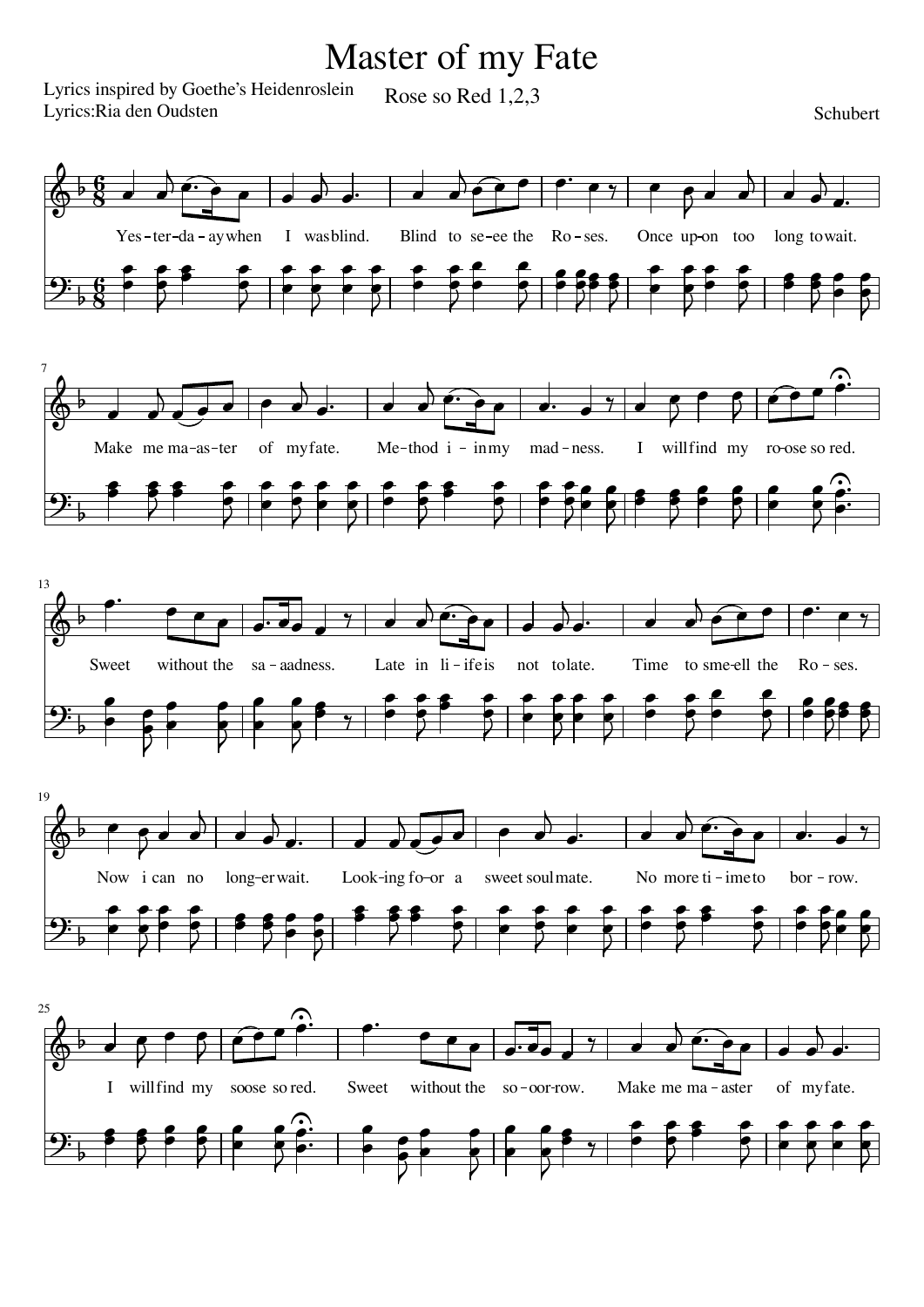# Master of my Fate

Lyrics inspired by Goethe's Heidenroslein
Lyrics:Ria den Oudsten

Rose so Red 1,2,3

Schubert

Yes-ter-da-ay when I was blind. Blind to se-ee the Ro-ses. Once up-on too long to wait.

Make me ma-as-ter of my fate. Me-thod i-in my mad-ness. I will find my ro-ose so red.

Sweet without the sa-aadness. Late in li-ife is not to late. Time to sme-ell the Ro-ses.

Now i can no long-er wait. Look-ing fo-or a sweet soul mate. No more ti-ime to bor-row.

I will find my soose so red. Sweet without the so-oor-row. Make me ma-aster of my fate.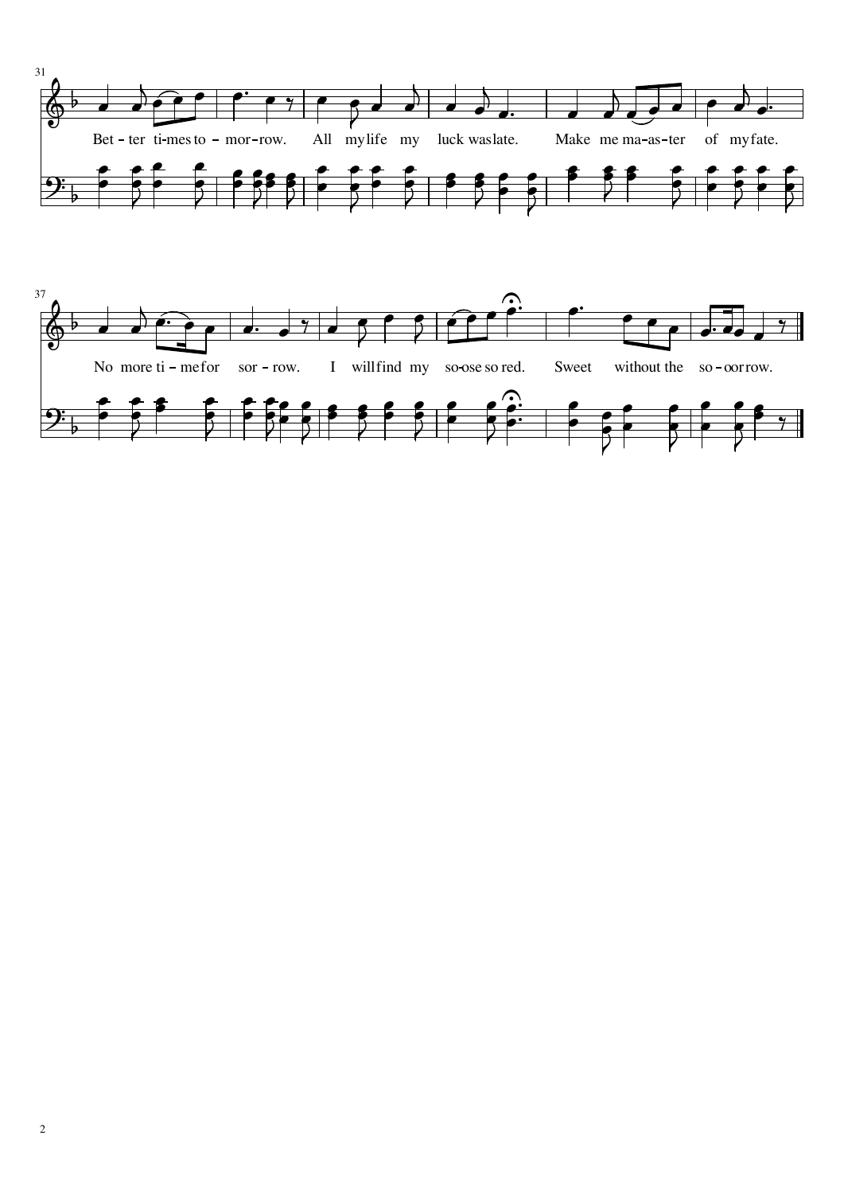Bet – ter ti-mes to – mor – row. All my life my luck was late. Make me ma-as – ter of my fate.

No more ti – me for sor – row. I will find my so-ose so red. Sweet without the so – oor row.